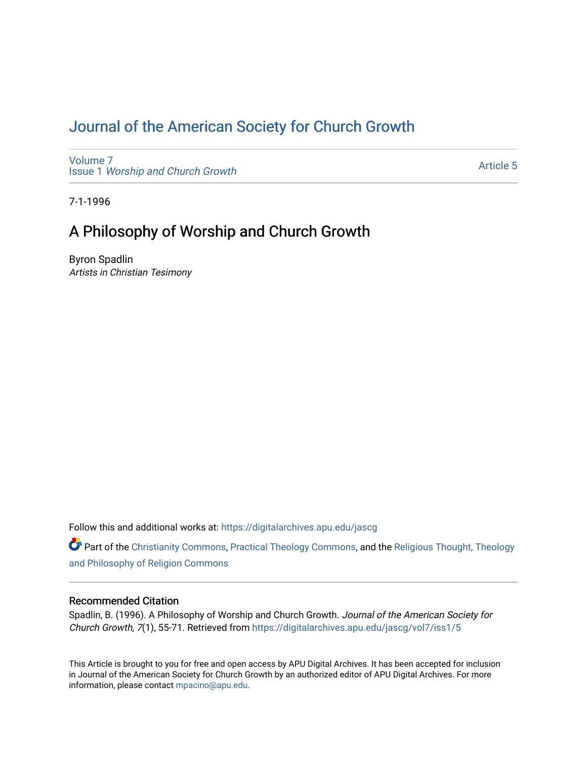# Journal of the American Society for Church Growth

Volume 7
Issue 1 *Worship and Church Growth*

Article 5

7-1-1996

## A Philosophy of Worship and Church Growth

Byron Spadlin
*Artists in Christian Tesimony*

Follow this and additional works at: https://digitalarchives.apu.edu/jascg

Part of the Christianity Commons, Practical Theology Commons, and the Religious Thought, Theology and Philosophy of Religion Commons

### Recommended Citation

Spadlin, B. (1996). A Philosophy of Worship and Church Growth. *Journal of the American Society for Church Growth, 7*(1), 55-71. Retrieved from https://digitalarchives.apu.edu/jascg/vol7/iss1/5

This Article is brought to you for free and open access by APU Digital Archives. It has been accepted for inclusion in Journal of the American Society for Church Growth by an authorized editor of APU Digital Archives. For more information, please contact mpacino@apu.edu.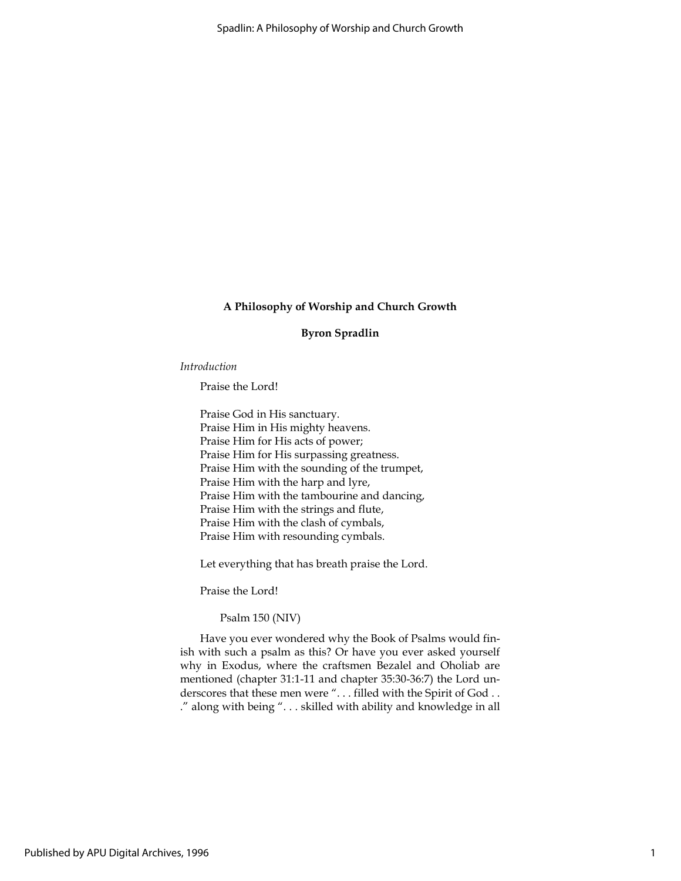# A Philosophy of Worship and Church Growth

**Byron Spradlin**

*Introduction*

Praise the Lord!

Praise God in His sanctuary.  
Praise Him in His mighty heavens.  
Praise Him for His acts of power;  
Praise Him for His surpassing greatness.  
Praise Him with the sounding of the trumpet,  
Praise Him with the harp and lyre,  
Praise Him with the tambourine and dancing,  
Praise Him with the strings and flute,  
Praise Him with the clash of cymbals,  
Praise Him with resounding cymbals.

Let everything that has breath praise the Lord.

Praise the Lord!

Psalm 150 (NIV)

Have you ever wondered why the Book of Psalms would finish with such a psalm as this? Or have you ever asked yourself why in Exodus, where the craftsmen Bezalel and Oholiab are mentioned (chapter 31:1-11 and chapter 35:30-36:7) the Lord underscores that these men were ". . . filled with the Spirit of God . . ." along with being ". . . skilled with ability and knowledge in all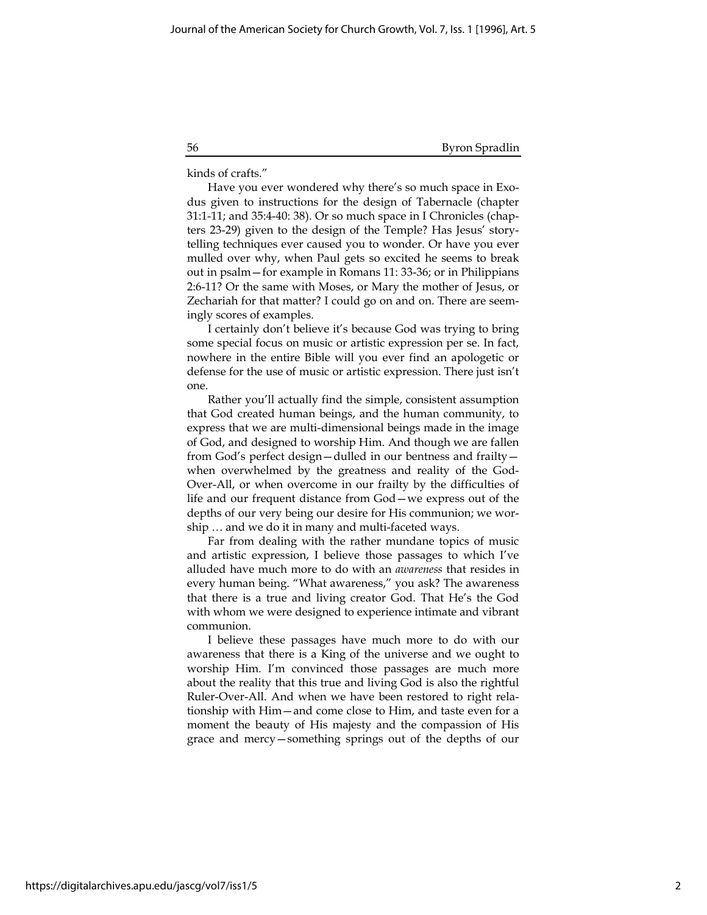kinds of crafts."

Have you ever wondered why there's so much space in Exodus given to instructions for the design of Tabernacle (chapter 31:1-11; and 35:4-40: 38). Or so much space in I Chronicles (chapters 23-29) given to the design of the Temple? Has Jesus' story-telling techniques ever caused you to wonder. Or have you ever mulled over why, when Paul gets so excited he seems to break out in psalm—for example in Romans 11: 33-36; or in Philippians 2:6-11? Or the same with Moses, or Mary the mother of Jesus, or Zechariah for that matter? I could go on and on. There are seemingly scores of examples.

I certainly don't believe it's because God was trying to bring some special focus on music or artistic expression per se. In fact, nowhere in the entire Bible will you ever find an apologetic or defense for the use of music or artistic expression. There just isn't one.

Rather you'll actually find the simple, consistent assumption that God created human beings, and the human community, to express that we are multi-dimensional beings made in the image of God, and designed to worship Him. And though we are fallen from God's perfect design—dulled in our bentness and frailty—when overwhelmed by the greatness and reality of the God-Over-All, or when overcome in our frailty by the difficulties of life and our frequent distance from God—we express out of the depths of our very being our desire for His communion; we worship … and we do it in many and multi-faceted ways.

Far from dealing with the rather mundane topics of music and artistic expression, I believe those passages to which I've alluded have much more to do with an *awareness* that resides in every human being. "What awareness," you ask? The awareness that there is a true and living creator God. That He's the God with whom we were designed to experience intimate and vibrant communion.

I believe these passages have much more to do with our awareness that there is a King of the universe and we ought to worship Him. I'm convinced those passages are much more about the reality that this true and living God is also the rightful Ruler-Over-All. And when we have been restored to right relationship with Him—and come close to Him, and taste even for a moment the beauty of His majesty and the compassion of His grace and mercy—something springs out of the depths of our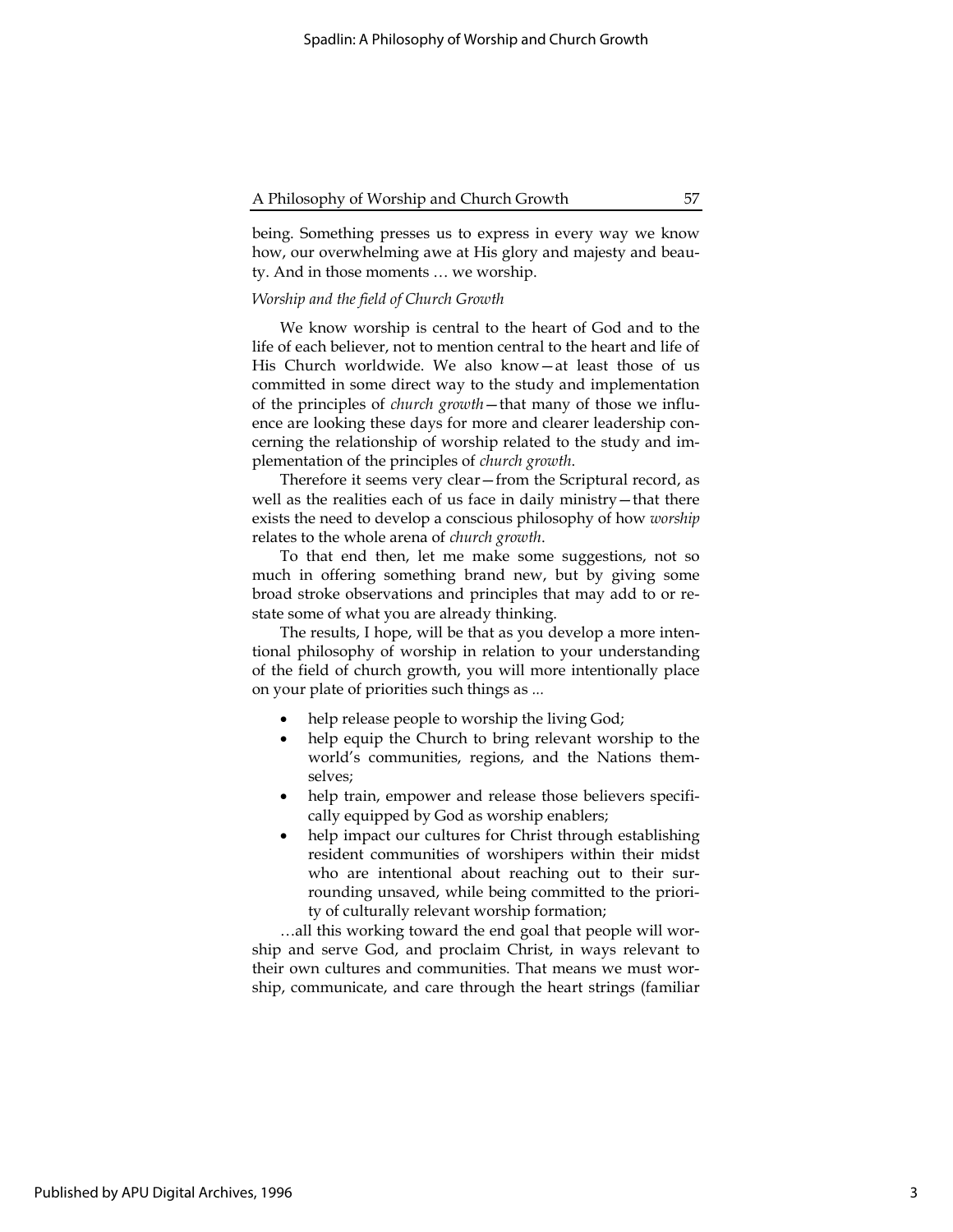being. Something presses us to express in every way we know how, our overwhelming awe at His glory and majesty and beauty. And in those moments … we worship.

*Worship and the field of Church Growth*

We know worship is central to the heart of God and to the life of each believer, not to mention central to the heart and life of His Church worldwide. We also know—at least those of us committed in some direct way to the study and implementation of the principles of *church growth*—that many of those we influence are looking these days for more and clearer leadership concerning the relationship of worship related to the study and implementation of the principles of *church growth*.

Therefore it seems very clear—from the Scriptural record, as well as the realities each of us face in daily ministry—that there exists the need to develop a conscious philosophy of how *worship* relates to the whole arena of *church growth*.

To that end then, let me make some suggestions, not so much in offering something brand new, but by giving some broad stroke observations and principles that may add to or restate some of what you are already thinking.

The results, I hope, will be that as you develop a more intentional philosophy of worship in relation to your understanding of the field of church growth, you will more intentionally place on your plate of priorities such things as ...

- help release people to worship the living God;
- help equip the Church to bring relevant worship to the world's communities, regions, and the Nations themselves;
- help train, empower and release those believers specifically equipped by God as worship enablers;
- help impact our cultures for Christ through establishing resident communities of worshipers within their midst who are intentional about reaching out to their surrounding unsaved, while being committed to the priority of culturally relevant worship formation;

…all this working toward the end goal that people will worship and serve God, and proclaim Christ, in ways relevant to their own cultures and communities. That means we must worship, communicate, and care through the heart strings (familiar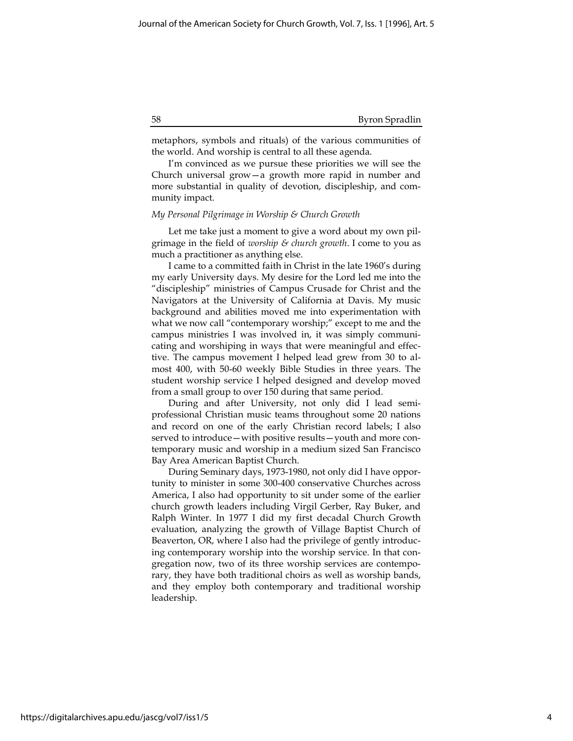metaphors, symbols and rituals) of the various communities of the world. And worship is central to all these agenda.

I'm convinced as we pursue these priorities we will see the Church universal grow—a growth more rapid in number and more substantial in quality of devotion, discipleship, and community impact.

*My Personal Pilgrimage in Worship & Church Growth*

Let me take just a moment to give a word about my own pilgrimage in the field of *worship & church growth*. I come to you as much a practitioner as anything else.

I came to a committed faith in Christ in the late 1960's during my early University days. My desire for the Lord led me into the "discipleship" ministries of Campus Crusade for Christ and the Navigators at the University of California at Davis. My music background and abilities moved me into experimentation with what we now call "contemporary worship;" except to me and the campus ministries I was involved in, it was simply communicating and worshiping in ways that were meaningful and effective. The campus movement I helped lead grew from 30 to almost 400, with 50-60 weekly Bible Studies in three years. The student worship service I helped designed and develop moved from a small group to over 150 during that same period.

During and after University, not only did I lead semi-professional Christian music teams throughout some 20 nations and record on one of the early Christian record labels; I also served to introduce—with positive results—youth and more contemporary music and worship in a medium sized San Francisco Bay Area American Baptist Church.

During Seminary days, 1973-1980, not only did I have opportunity to minister in some 300-400 conservative Churches across America, I also had opportunity to sit under some of the earlier church growth leaders including Virgil Gerber, Ray Buker, and Ralph Winter. In 1977 I did my first decadal Church Growth evaluation, analyzing the growth of Village Baptist Church of Beaverton, OR, where I also had the privilege of gently introducing contemporary worship into the worship service. In that congregation now, two of its three worship services are contemporary, they have both traditional choirs as well as worship bands, and they employ both contemporary and traditional worship leadership.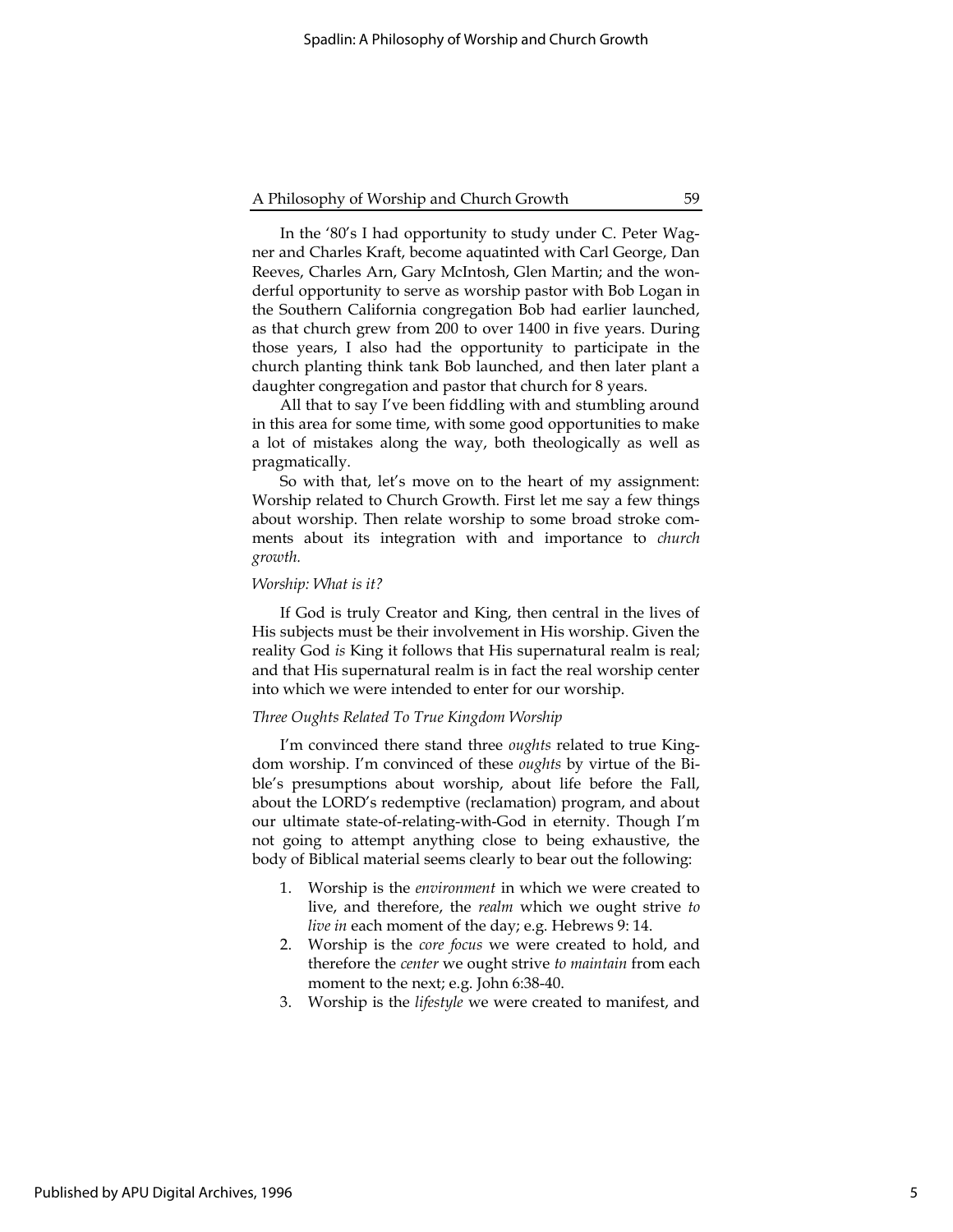In the '80's I had opportunity to study under C. Peter Wagner and Charles Kraft, become aquatinted with Carl George, Dan Reeves, Charles Arn, Gary McIntosh, Glen Martin; and the wonderful opportunity to serve as worship pastor with Bob Logan in the Southern California congregation Bob had earlier launched, as that church grew from 200 to over 1400 in five years. During those years, I also had the opportunity to participate in the church planting think tank Bob launched, and then later plant a daughter congregation and pastor that church for 8 years.

All that to say I've been fiddling with and stumbling around in this area for some time, with some good opportunities to make a lot of mistakes along the way, both theologically as well as pragmatically.

So with that, let's move on to the heart of my assignment: Worship related to Church Growth. First let me say a few things about worship. Then relate worship to some broad stroke comments about its integration with and importance to *church growth.*

*Worship: What is it?*

If God is truly Creator and King, then central in the lives of His subjects must be their involvement in His worship. Given the reality God *is* King it follows that His supernatural realm is real; and that His supernatural realm is in fact the real worship center into which we were intended to enter for our worship.

*Three Oughts Related To True Kingdom Worship*

I'm convinced there stand three *oughts* related to true Kingdom worship. I'm convinced of these *oughts* by virtue of the Bible's presumptions about worship, about life before the Fall, about the LORD's redemptive (reclamation) program, and about our ultimate state-of-relating-with-God in eternity. Though I'm not going to attempt anything close to being exhaustive, the body of Biblical material seems clearly to bear out the following:

1. Worship is the *environment* in which we were created to live, and therefore, the *realm* which we ought strive *to live in* each moment of the day; e.g. Hebrews 9: 14.
2. Worship is the *core focus* we were created to hold, and therefore the *center* we ought strive *to maintain* from each moment to the next; e.g. John 6:38-40.
3. Worship is the *lifestyle* we were created to manifest, and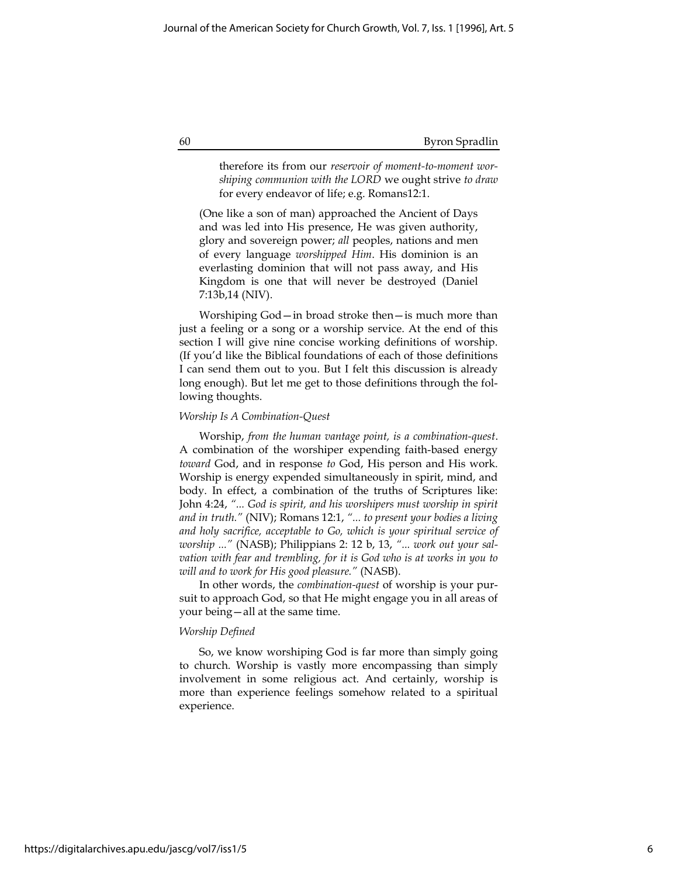> therefore its from our *reservoir of moment-to-moment worshiping communion with the LORD* we ought strive *to draw* for every endeavor of life; e.g. Romans12:1.

> (One like a son of man) approached the Ancient of Days and was led into His presence, He was given authority, glory and sovereign power; *all* peoples, nations and men of every language *worshipped Him*. His dominion is an everlasting dominion that will not pass away, and His Kingdom is one that will never be destroyed (Daniel 7:13b,14 (NIV).

Worshiping God—in broad stroke then—is much more than just a feeling or a song or a worship service. At the end of this section I will give nine concise working definitions of worship. (If you'd like the Biblical foundations of each of those definitions I can send them out to you. But I felt this discussion is already long enough). But let me get to those definitions through the following thoughts.

*Worship Is A Combination-Quest*

Worship, *from the human vantage point, is a combination-quest*. A combination of the worshiper expending faith-based energy *toward* God, and in response *to* God, His person and His work. Worship is energy expended simultaneously in spirit, mind, and body. In effect, a combination of the truths of Scriptures like: John 4:24, *"... God is spirit, and his worshipers must worship in spirit and in truth."* (NIV); Romans 12:1, *"... to present your bodies a living and holy sacrifice, acceptable to Go, which is your spiritual service of worship ..."* (NASB); Philippians 2: 12 b, 13, *"... work out your salvation with fear and trembling, for it is God who is at works in you to will and to work for His good pleasure."* (NASB).

In other words, the *combination-quest* of worship is your pursuit to approach God, so that He might engage you in all areas of your being—all at the same time.

*Worship Defined*

So, we know worshiping God is far more than simply going to church. Worship is vastly more encompassing than simply involvement in some religious act. And certainly, worship is more than experience feelings somehow related to a spiritual experience.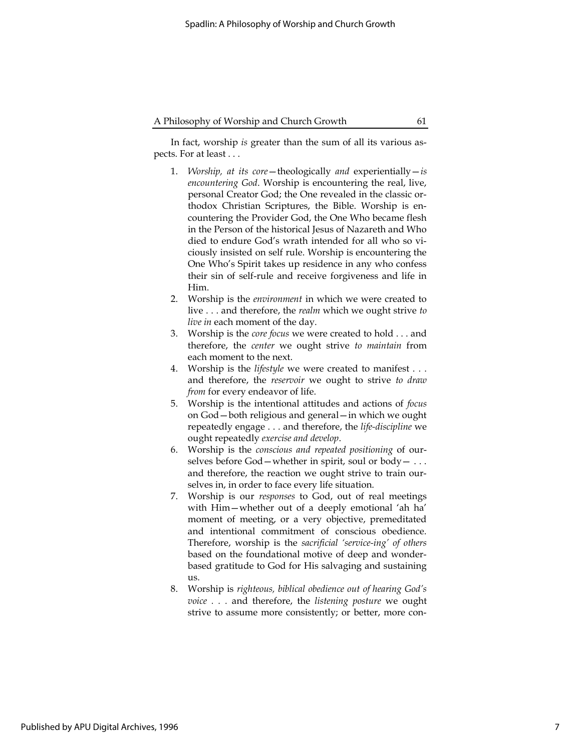In fact, worship *is* greater than the sum of all its various aspects. For at least . . .

1. *Worship, at its core*—theologically *and* experientially—*is encountering God*. Worship is encountering the real, live, personal Creator God; the One revealed in the classic orthodox Christian Scriptures, the Bible. Worship is encountering the Provider God, the One Who became flesh in the Person of the historical Jesus of Nazareth and Who died to endure God's wrath intended for all who so viciously insisted on self rule. Worship is encountering the One Who's Spirit takes up residence in any who confess their sin of self-rule and receive forgiveness and life in Him.
2. Worship is the *environment* in which we were created to live . . . and therefore, the *realm* which we ought strive *to live in* each moment of the day.
3. Worship is the *core focus* we were created to hold . . . and therefore, the *center* we ought strive *to maintain* from each moment to the next.
4. Worship is the *lifestyle* we were created to manifest . . . and therefore, the *reservoir* we ought to strive *to draw from* for every endeavor of life.
5. Worship is the intentional attitudes and actions of *focus* on God—both religious and general—in which we ought repeatedly engage . . . and therefore, the *life-discipline* we ought repeatedly *exercise and develop*.
6. Worship is the *conscious and repeated positioning* of ourselves before God—whether in spirit, soul or body— . . . and therefore, the reaction we ought strive to train ourselves in, in order to face every life situation.
7. Worship is our *responses* to God, out of real meetings with Him—whether out of a deeply emotional 'ah ha' moment of meeting, or a very objective, premeditated and intentional commitment of conscious obedience. Therefore, worship is the *sacrificial 'service-ing' of others* based on the foundational motive of deep and wonder-based gratitude to God for His salvaging and sustaining us.
8. Worship is *righteous, biblical obedience out of hearing God's voice* . . . and therefore, the *listening posture* we ought strive to assume more consistently; or better, more con-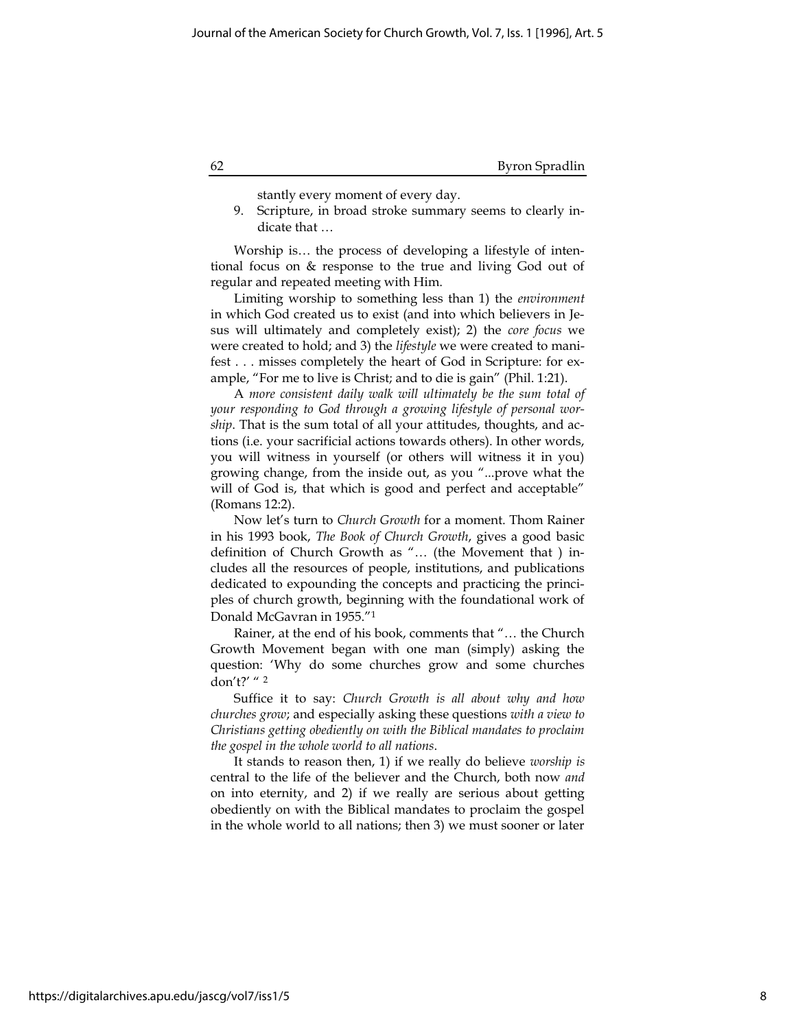stantly every moment of every day.

9. Scripture, in broad stroke summary seems to clearly indicate that …

Worship is… the process of developing a lifestyle of intentional focus on & response to the true and living God out of regular and repeated meeting with Him.

Limiting worship to something less than 1) the *environment* in which God created us to exist (and into which believers in Jesus will ultimately and completely exist); 2) the *core focus* we were created to hold; and 3) the *lifestyle* we were created to manifest . . . misses completely the heart of God in Scripture: for example, "For me to live is Christ; and to die is gain" (Phil. 1:21).

A *more consistent daily walk will ultimately be the sum total of your responding to God through a growing lifestyle of personal worship*. That is the sum total of all your attitudes, thoughts, and actions (i.e. your sacrificial actions towards others). In other words, you will witness in yourself (or others will witness it in you) growing change, from the inside out, as you "...prove what the will of God is, that which is good and perfect and acceptable" (Romans 12:2).

Now let's turn to *Church Growth* for a moment. Thom Rainer in his 1993 book, *The Book of Church Growth*, gives a good basic definition of Church Growth as "… (the Movement that ) includes all the resources of people, institutions, and publications dedicated to expounding the concepts and practicing the principles of church growth, beginning with the foundational work of Donald McGavran in 1955."[1]

Rainer, at the end of his book, comments that "… the Church Growth Movement began with one man (simply) asking the question: 'Why do some churches grow and some churches don't?' "[2]

Suffice it to say: *Church Growth is all about why and how churches grow*; and especially asking these questions *with a view to Christians getting obediently on with the Biblical mandates to proclaim the gospel in the whole world to all nations*.

It stands to reason then, 1) if we really do believe *worship is* central to the life of the believer and the Church, both now *and* on into eternity, and 2) if we really are serious about getting obediently on with the Biblical mandates to proclaim the gospel in the whole world to all nations; then 3) we must sooner or later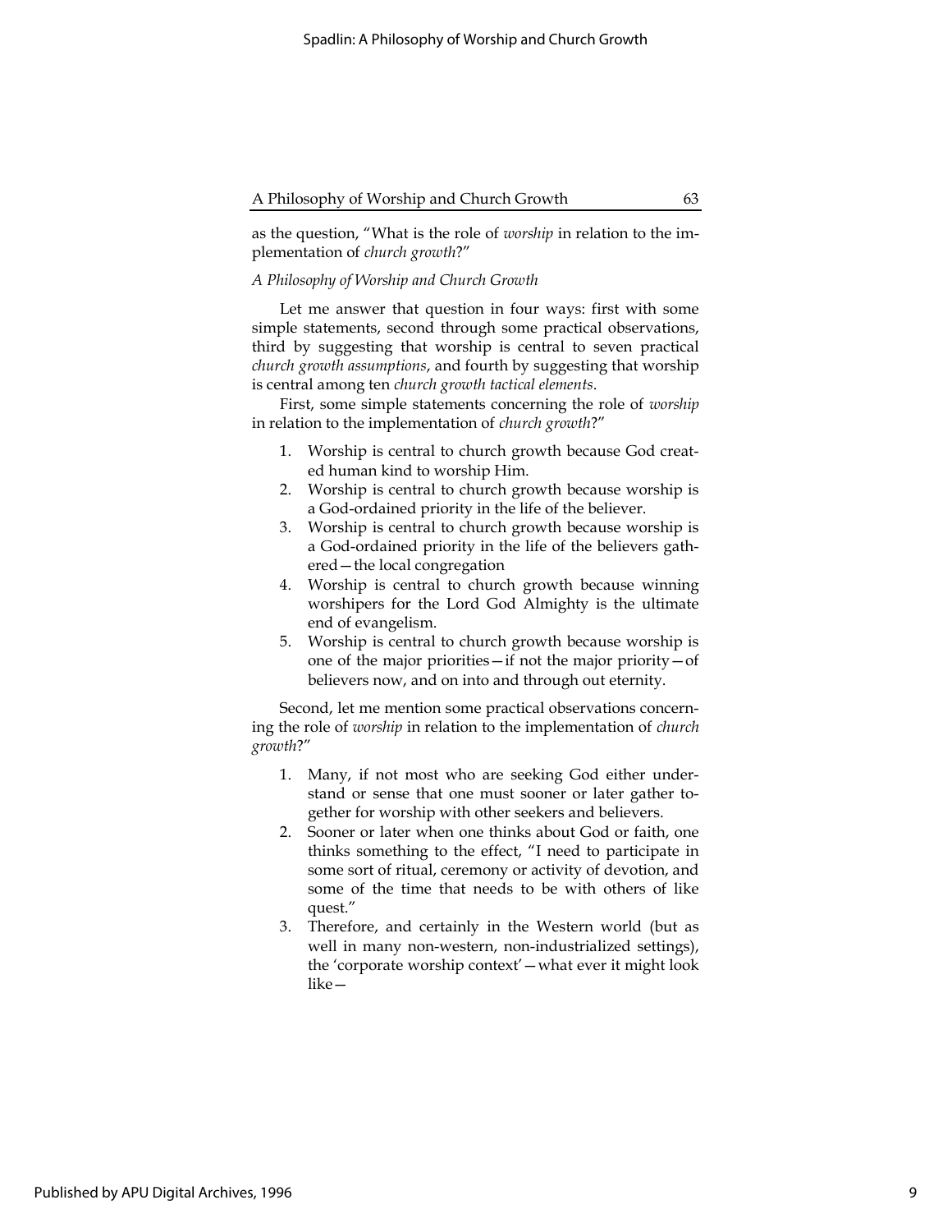as the question, "What is the role of *worship* in relation to the implementation of *church growth*?"

*A Philosophy of Worship and Church Growth*

Let me answer that question in four ways: first with some simple statements, second through some practical observations, third by suggesting that worship is central to seven practical *church growth assumptions*, and fourth by suggesting that worship is central among ten *church growth tactical elements*.

First, some simple statements concerning the role of *worship* in relation to the implementation of *church growth*?"

1. Worship is central to church growth because God created human kind to worship Him.
2. Worship is central to church growth because worship is a God-ordained priority in the life of the believer.
3. Worship is central to church growth because worship is a God-ordained priority in the life of the believers gathered—the local congregation
4. Worship is central to church growth because winning worshipers for the Lord God Almighty is the ultimate end of evangelism.
5. Worship is central to church growth because worship is one of the major priorities—if not the major priority—of believers now, and on into and through out eternity.

Second, let me mention some practical observations concerning the role of *worship* in relation to the implementation of *church growth*?"

1. Many, if not most who are seeking God either understand or sense that one must sooner or later gather together for worship with other seekers and believers.
2. Sooner or later when one thinks about God or faith, one thinks something to the effect, "I need to participate in some sort of ritual, ceremony or activity of devotion, and some of the time that needs to be with others of like quest."
3. Therefore, and certainly in the Western world (but as well in many non-western, non-industrialized settings), the 'corporate worship context'—what ever it might look like—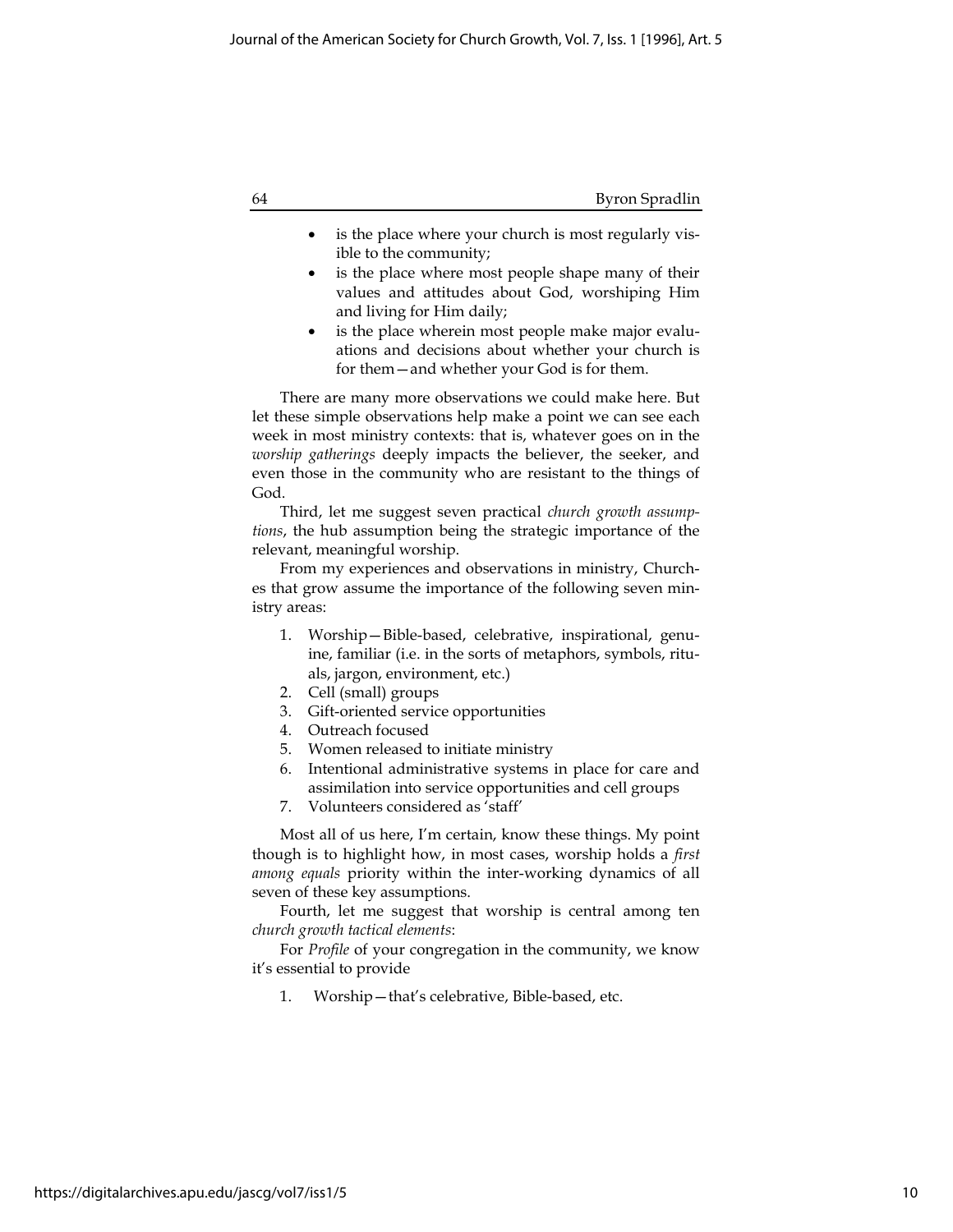- is the place where your church is most regularly visible to the community;
- is the place where most people shape many of their values and attitudes about God, worshiping Him and living for Him daily;
- is the place wherein most people make major evaluations and decisions about whether your church is for them—and whether your God is for them.

There are many more observations we could make here. But let these simple observations help make a point we can see each week in most ministry contexts: that is, whatever goes on in the *worship gatherings* deeply impacts the believer, the seeker, and even those in the community who are resistant to the things of God.

Third, let me suggest seven practical *church growth assumptions*, the hub assumption being the strategic importance of the relevant, meaningful worship.

From my experiences and observations in ministry, Churches that grow assume the importance of the following seven ministry areas:

1. Worship—Bible-based, celebrative, inspirational, genuine, familiar (i.e. in the sorts of metaphors, symbols, rituals, jargon, environment, etc.)
2. Cell (small) groups
3. Gift-oriented service opportunities
4. Outreach focused
5. Women released to initiate ministry
6. Intentional administrative systems in place for care and assimilation into service opportunities and cell groups
7. Volunteers considered as 'staff'

Most all of us here, I'm certain, know these things. My point though is to highlight how, in most cases, worship holds a *first among equals* priority within the inter-working dynamics of all seven of these key assumptions.

Fourth, let me suggest that worship is central among ten *church growth tactical elements*:

For *Profile* of your congregation in the community, we know it's essential to provide

1. Worship—that's celebrative, Bible-based, etc.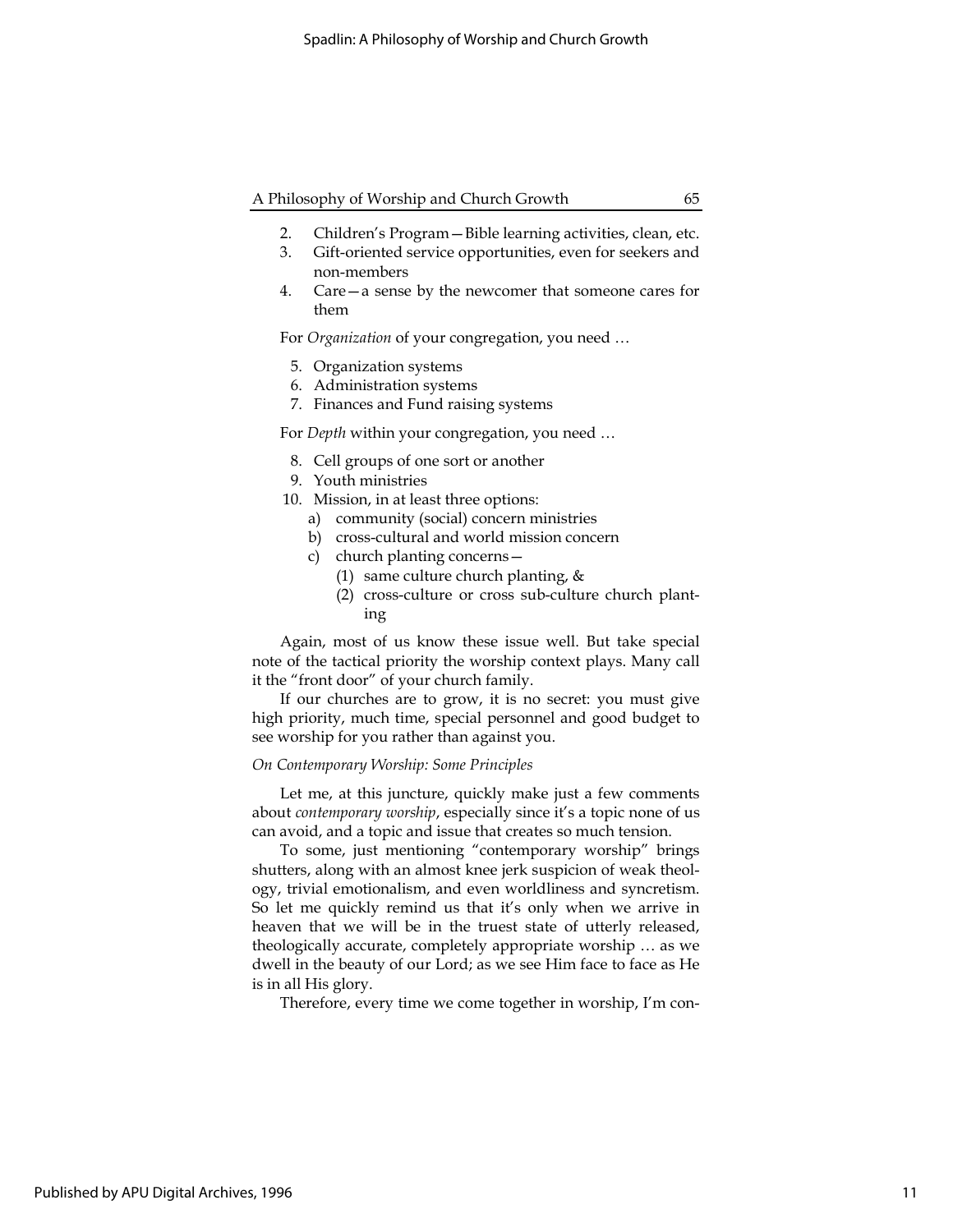2. Children's Program—Bible learning activities, clean, etc.
3. Gift-oriented service opportunities, even for seekers and non-members
4. Care—a sense by the newcomer that someone cares for them

For *Organization* of your congregation, you need …

5. Organization systems
6. Administration systems
7. Finances and Fund raising systems

For *Depth* within your congregation, you need …

8. Cell groups of one sort or another
9. Youth ministries
10. Mission, in at least three options:
    a) community (social) concern ministries
    b) cross-cultural and world mission concern
    c) church planting concerns—
        (1) same culture church planting, &
        (2) cross-culture or cross sub-culture church planting

Again, most of us know these issue well. But take special note of the tactical priority the worship context plays. Many call it the "front door" of your church family.

If our churches are to grow, it is no secret: you must give high priority, much time, special personnel and good budget to see worship for you rather than against you.

*On Contemporary Worship: Some Principles*

Let me, at this juncture, quickly make just a few comments about *contemporary worship*, especially since it's a topic none of us can avoid, and a topic and issue that creates so much tension.

To some, just mentioning "contemporary worship" brings shutters, along with an almost knee jerk suspicion of weak theology, trivial emotionalism, and even worldliness and syncretism. So let me quickly remind us that it's only when we arrive in heaven that we will be in the truest state of utterly released, theologically accurate, completely appropriate worship … as we dwell in the beauty of our Lord; as we see Him face to face as He is in all His glory.

Therefore, every time we come together in worship, I'm con-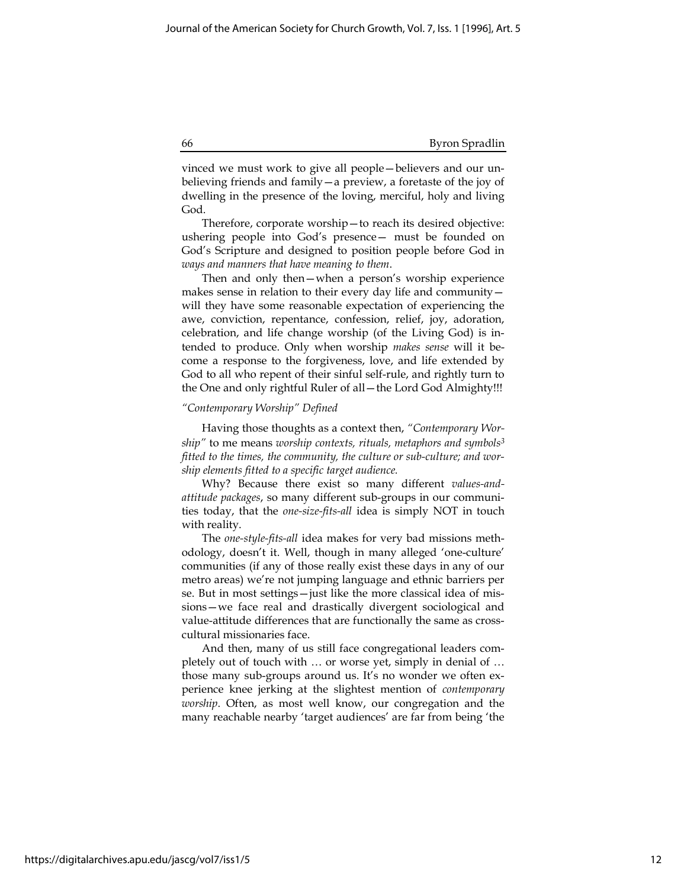vinced we must work to give all people—believers and our unbelieving friends and family—a preview, a foretaste of the joy of dwelling in the presence of the loving, merciful, holy and living God.

Therefore, corporate worship—to reach its desired objective: ushering people into God's presence— must be founded on God's Scripture and designed to position people before God in *ways and manners that have meaning to them*.

Then and only then—when a person's worship experience makes sense in relation to their every day life and community—will they have some reasonable expectation of experiencing the awe, conviction, repentance, confession, relief, joy, adoration, celebration, and life change worship (of the Living God) is intended to produce. Only when worship *makes sense* will it become a response to the forgiveness, love, and life extended by God to all who repent of their sinful self-rule, and rightly turn to the One and only rightful Ruler of all—the Lord God Almighty!!!

### *"Contemporary Worship" Defined*

Having those thoughts as a context then, *"Contemporary Worship"* to me means *worship contexts, rituals, metaphors and symbols*[3] *fitted to the times, the community, the culture or sub-culture; and worship elements fitted to a specific target audience.*

Why? Because there exist so many different *values-and-attitude packages*, so many different sub-groups in our communities today, that the *one-size-fits-all* idea is simply NOT in touch with reality.

The *one-style-fits-all* idea makes for very bad missions methodology, doesn't it. Well, though in many alleged 'one-culture' communities (if any of those really exist these days in any of our metro areas) we're not jumping language and ethnic barriers per se. But in most settings—just like the more classical idea of missions—we face real and drastically divergent sociological and value-attitude differences that are functionally the same as cross-cultural missionaries face.

And then, many of us still face congregational leaders completely out of touch with … or worse yet, simply in denial of … those many sub-groups around us. It's no wonder we often experience knee jerking at the slightest mention of *contemporary worship*. Often, as most well know, our congregation and the many reachable nearby 'target audiences' are far from being 'the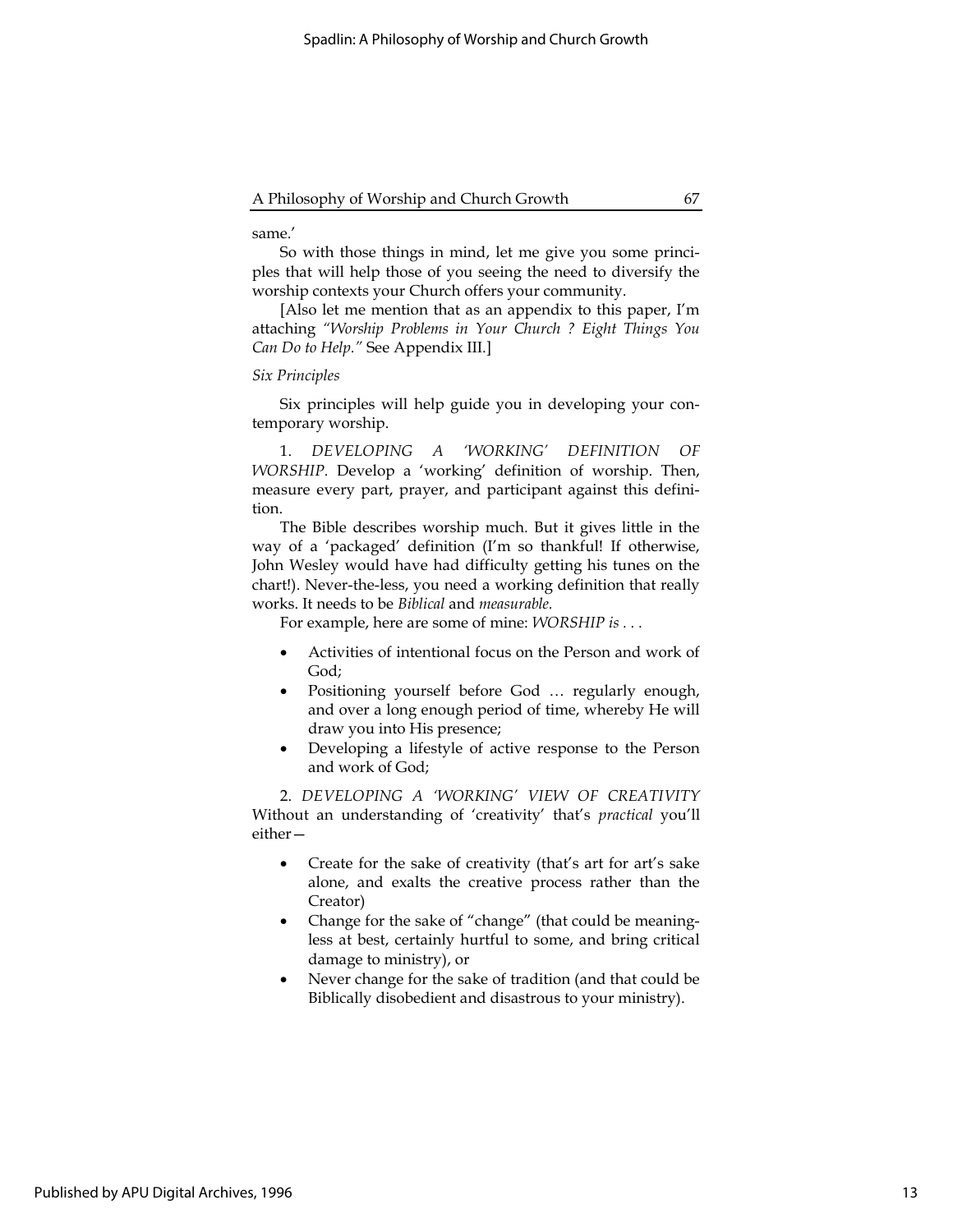same.'

So with those things in mind, let me give you some principles that will help those of you seeing the need to diversify the worship contexts your Church offers your community.

[Also let me mention that as an appendix to this paper, I'm attaching *"Worship Problems in Your Church ? Eight Things You Can Do to Help."* See Appendix III.]

*Six Principles*

Six principles will help guide you in developing your contemporary worship.

1. *DEVELOPING A 'WORKING' DEFINITION OF WORSHIP*. Develop a 'working' definition of worship. Then, measure every part, prayer, and participant against this definition.

The Bible describes worship much. But it gives little in the way of a 'packaged' definition (I'm so thankful! If otherwise, John Wesley would have had difficulty getting his tunes on the chart!). Never-the-less, you need a working definition that really works. It needs to be *Biblical* and *measurable.*

For example, here are some of mine: *WORSHIP is . . .*

- Activities of intentional focus on the Person and work of God;
- Positioning yourself before God … regularly enough, and over a long enough period of time, whereby He will draw you into His presence;
- Developing a lifestyle of active response to the Person and work of God;

2. *DEVELOPING A 'WORKING' VIEW OF CREATIVITY* Without an understanding of 'creativity' that's *practical* you'll either—

- Create for the sake of creativity (that's art for art's sake alone, and exalts the creative process rather than the Creator)
- Change for the sake of "change" (that could be meaningless at best, certainly hurtful to some, and bring critical damage to ministry), or
- Never change for the sake of tradition (and that could be Biblically disobedient and disastrous to your ministry).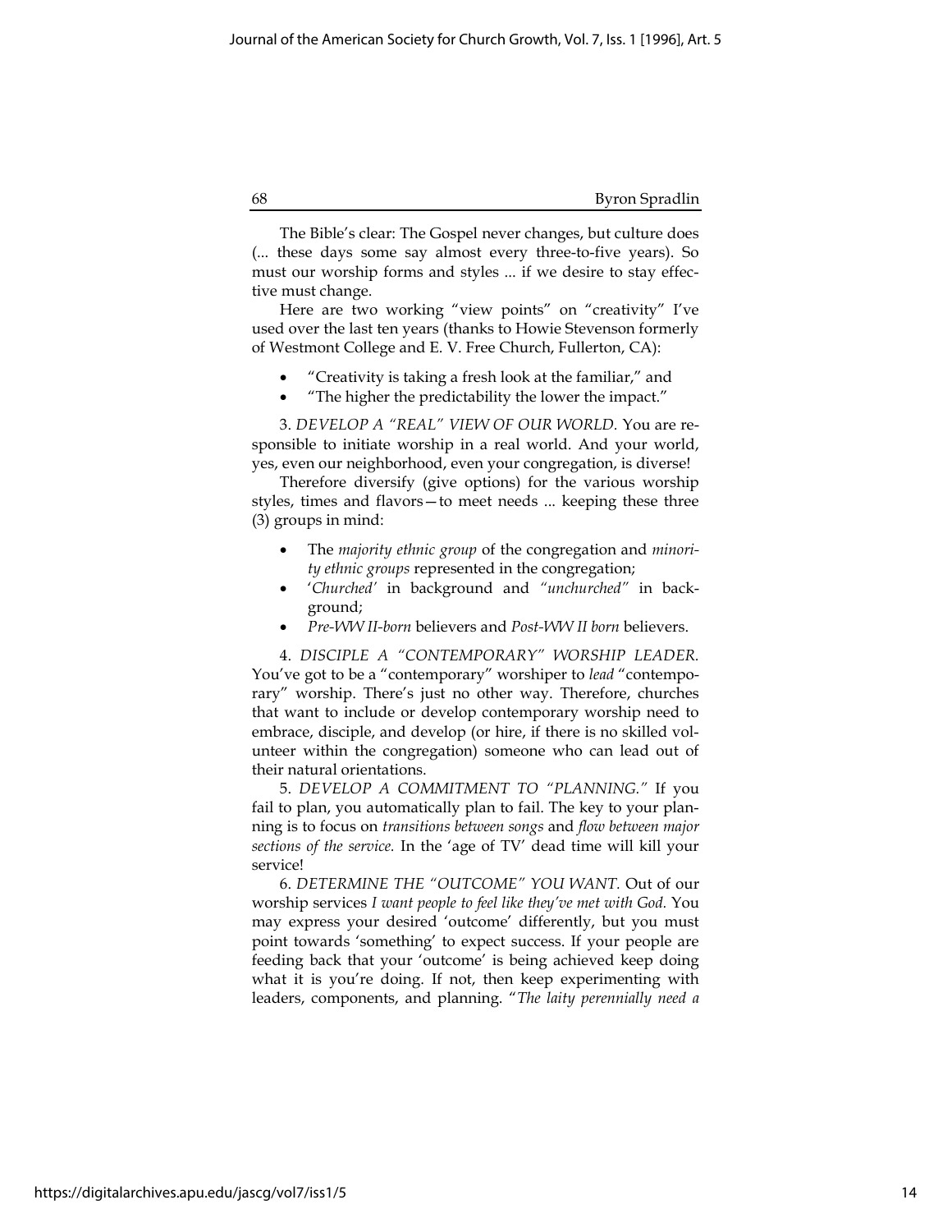The Bible's clear: The Gospel never changes, but culture does (... these days some say almost every three-to-five years). So must our worship forms and styles ... if we desire to stay effective must change.

Here are two working "view points" on "creativity" I've used over the last ten years (thanks to Howie Stevenson formerly of Westmont College and E. V. Free Church, Fullerton, CA):

- "Creativity is taking a fresh look at the familiar," and
- "The higher the predictability the lower the impact."

3. *DEVELOP A "REAL" VIEW OF OUR WORLD.* You are responsible to initiate worship in a real world. And your world, yes, even our neighborhood, even your congregation, is diverse!

Therefore diversify (give options) for the various worship styles, times and flavors—to meet needs ... keeping these three (3) groups in mind:

- The *majority ethnic group* of the congregation and *minority ethnic groups* represented in the congregation;
- '*Churched'* in background and *"unchurched"* in background;
- *Pre-WW II-born* believers and *Post-WW II born* believers.

4. *DISCIPLE A "CONTEMPORARY" WORSHIP LEADER.* You've got to be a "contemporary" worshiper to *lead* "contemporary" worship. There's just no other way. Therefore, churches that want to include or develop contemporary worship need to embrace, disciple, and develop (or hire, if there is no skilled volunteer within the congregation) someone who can lead out of their natural orientations.

5. *DEVELOP A COMMITMENT TO "PLANNING."* If you fail to plan, you automatically plan to fail. The key to your planning is to focus on *transitions between songs* and *flow between major sections of the service.* In the 'age of TV' dead time will kill your service!

6. *DETERMINE THE "OUTCOME" YOU WANT.* Out of our worship services *I want people to feel like they've met with God.* You may express your desired 'outcome' differently, but you must point towards 'something' to expect success. If your people are feeding back that your 'outcome' is being achieved keep doing what it is you're doing. If not, then keep experimenting with leaders, components, and planning. "*The laity perennially need a*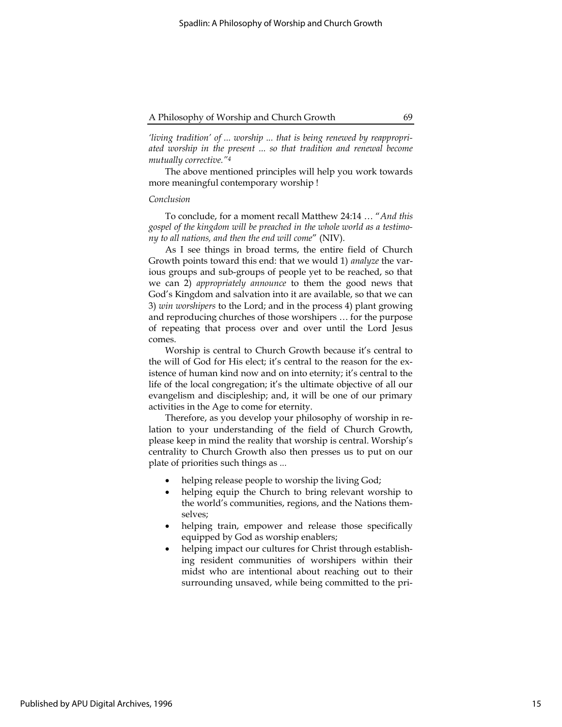*'living tradition' of ... worship ... that is being renewed by reappropriated worship in the present ... so that tradition and renewal become mutually corrective."*[4]

The above mentioned principles will help you work towards more meaningful contemporary worship !

*Conclusion*

To conclude, for a moment recall Matthew 24:14 … "*And this gospel of the kingdom will be preached in the whole world as a testimony to all nations, and then the end will come*" (NIV).

As I see things in broad terms, the entire field of Church Growth points toward this end: that we would 1) *analyze* the various groups and sub-groups of people yet to be reached, so that we can 2) *appropriately announce* to them the good news that God's Kingdom and salvation into it are available, so that we can 3) *win worshipers* to the Lord; and in the process 4) plant growing and reproducing churches of those worshipers … for the purpose of repeating that process over and over until the Lord Jesus comes.

Worship is central to Church Growth because it's central to the will of God for His elect; it's central to the reason for the existence of human kind now and on into eternity; it's central to the life of the local congregation; it's the ultimate objective of all our evangelism and discipleship; and, it will be one of our primary activities in the Age to come for eternity.

Therefore, as you develop your philosophy of worship in relation to your understanding of the field of Church Growth, please keep in mind the reality that worship is central. Worship's centrality to Church Growth also then presses us to put on our plate of priorities such things as ...

- helping release people to worship the living God;
- helping equip the Church to bring relevant worship to the world's communities, regions, and the Nations themselves;
- helping train, empower and release those specifically equipped by God as worship enablers;
- helping impact our cultures for Christ through establishing resident communities of worshipers within their midst who are intentional about reaching out to their surrounding unsaved, while being committed to the pri-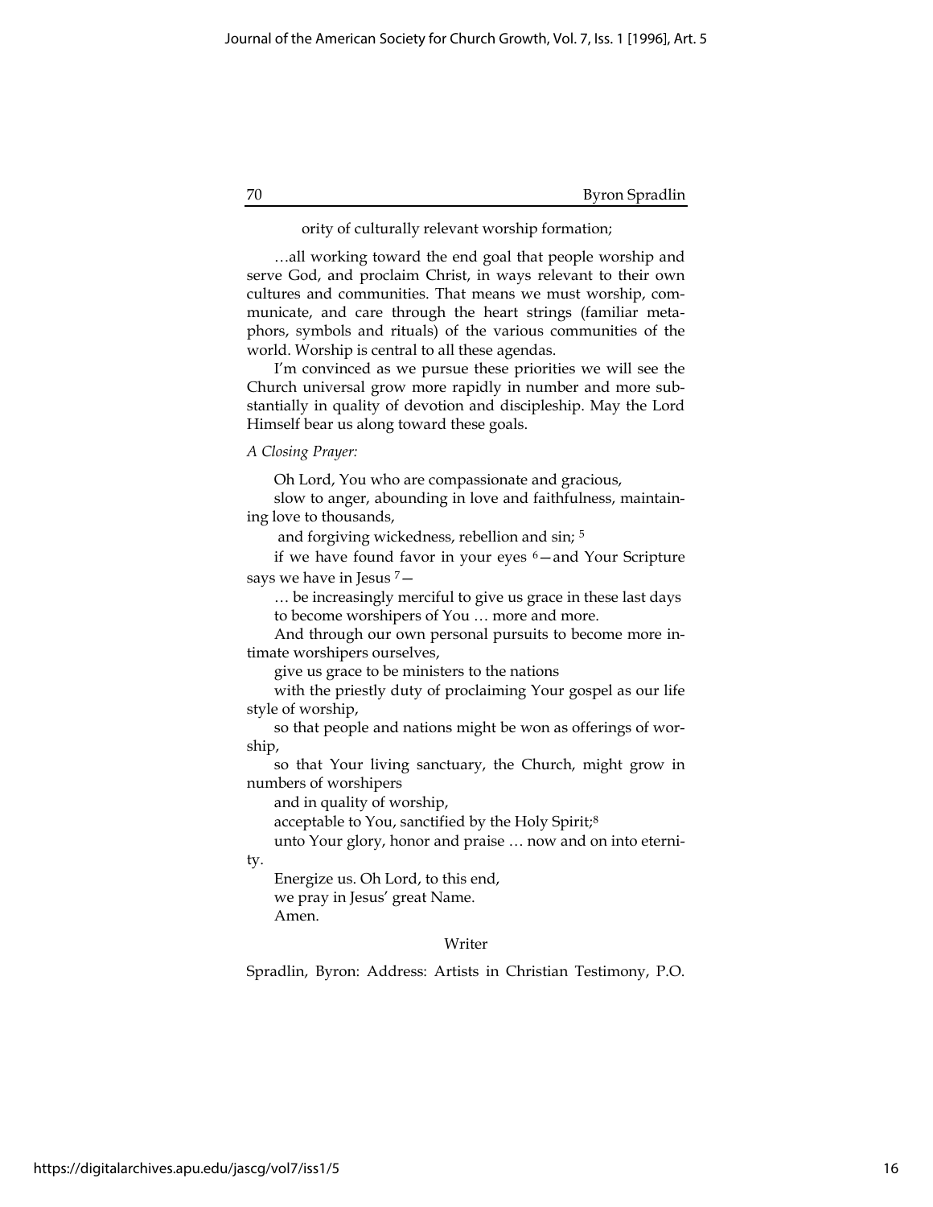ority of culturally relevant worship formation;

…all working toward the end goal that people worship and serve God, and proclaim Christ, in ways relevant to their own cultures and communities. That means we must worship, communicate, and care through the heart strings (familiar metaphors, symbols and rituals) of the various communities of the world. Worship is central to all these agendas.

I'm convinced as we pursue these priorities we will see the Church universal grow more rapidly in number and more substantially in quality of devotion and discipleship. May the Lord Himself bear us along toward these goals.

*A Closing Prayer:*

Oh Lord, You who are compassionate and gracious,
slow to anger, abounding in love and faithfulness, maintaining love to thousands,
and forgiving wickedness, rebellion and sin; [5]
if we have found favor in your eyes [6]—and Your Scripture says we have in Jesus [7]—
… be increasingly merciful to give us grace in these last days
to become worshipers of You … more and more.
And through our own personal pursuits to become more intimate worshipers ourselves,
give us grace to be ministers to the nations
with the priestly duty of proclaiming Your gospel as our life style of worship,
so that people and nations might be won as offerings of worship,
so that Your living sanctuary, the Church, might grow in numbers of worshipers
and in quality of worship,
acceptable to You, sanctified by the Holy Spirit;[8]
unto Your glory, honor and praise … now and on into eternity.
Energize us. Oh Lord, to this end,
we pray in Jesus' great Name.
Amen.

## Writer

Spradlin, Byron: Address: Artists in Christian Testimony, P.O.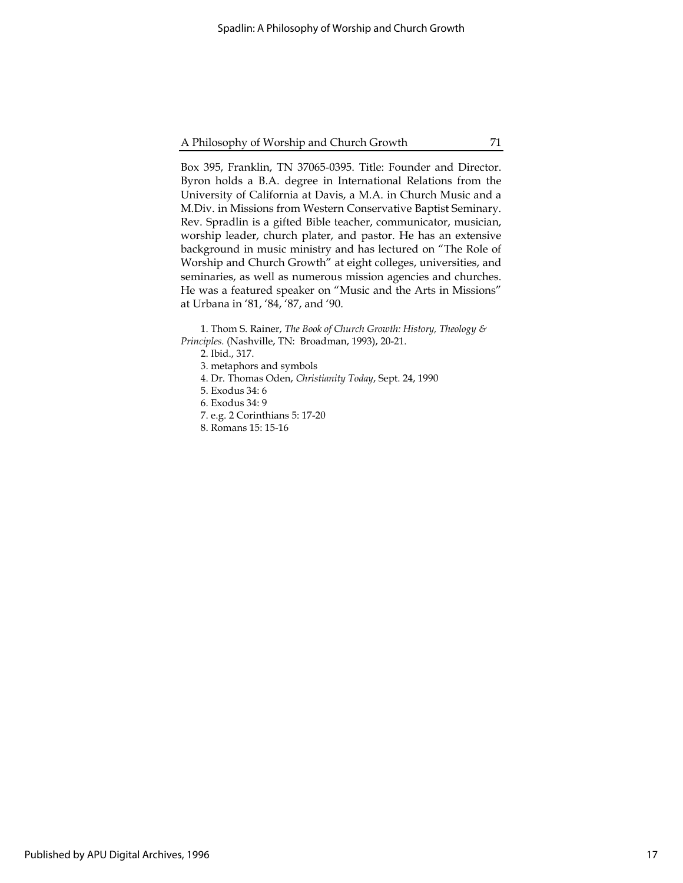Box 395, Franklin, TN 37065-0395. Title: Founder and Director. Byron holds a B.A. degree in International Relations from the University of California at Davis, a M.A. in Church Music and a M.Div. in Missions from Western Conservative Baptist Seminary. Rev. Spradlin is a gifted Bible teacher, communicator, musician, worship leader, church plater, and pastor. He has an extensive background in music ministry and has lectured on "The Role of Worship and Church Growth" at eight colleges, universities, and seminaries, as well as numerous mission agencies and churches. He was a featured speaker on "Music and the Arts in Missions" at Urbana in '81, '84, '87, and '90.

1. Thom S. Rainer, *The Book of Church Growth: History, Theology & Principles.* (Nashville, TN: Broadman, 1993), 20-21.
2. Ibid., 317.
3. metaphors and symbols
4. Dr. Thomas Oden, *Christianity Today*, Sept. 24, 1990
5. Exodus 34: 6
6. Exodus 34: 9
7. e.g. 2 Corinthians 5: 17-20
8. Romans 15: 15-16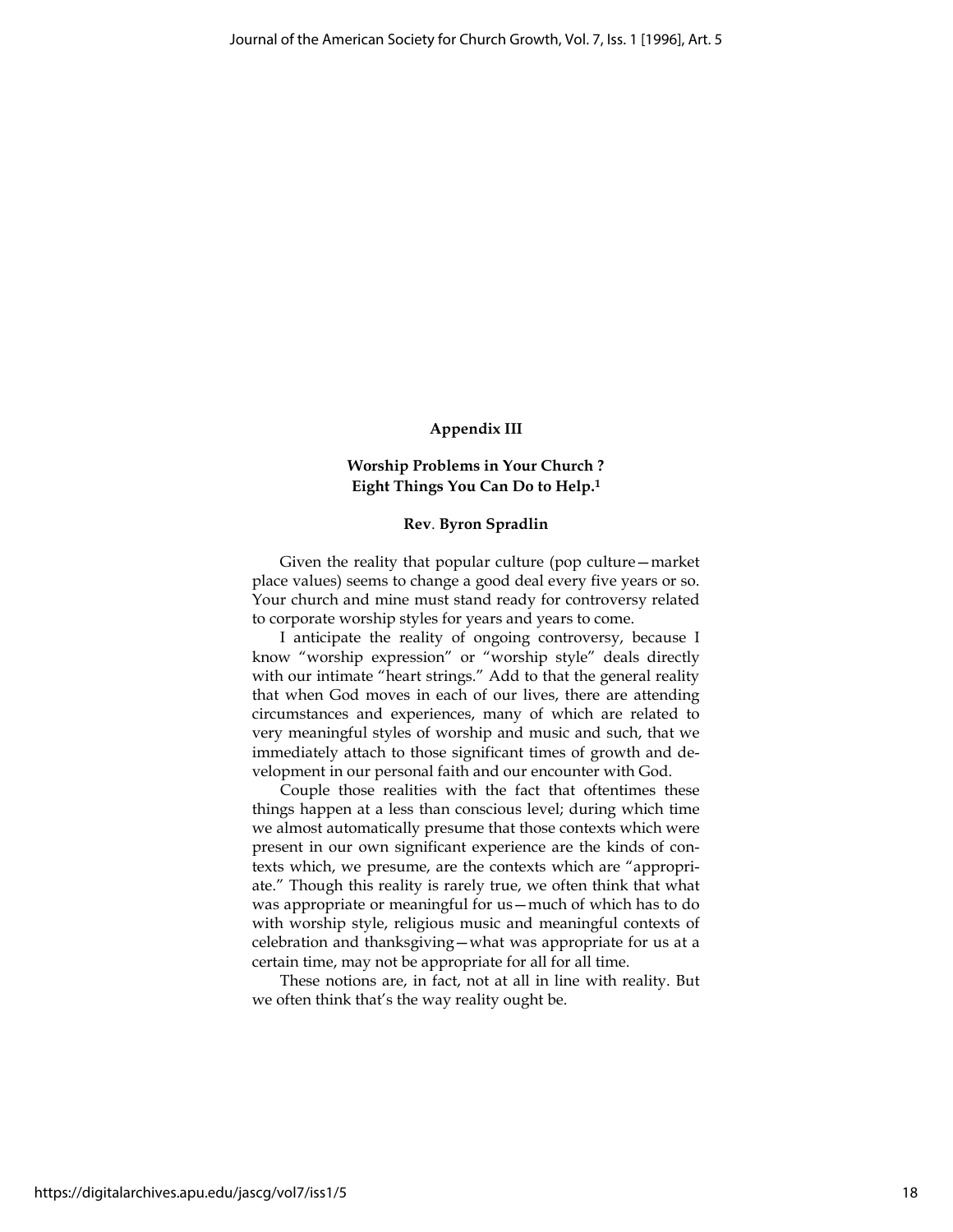## Appendix III

### Worship Problems in Your Church ? Eight Things You Can Do to Help.[1]

**Rev. Byron Spradlin**

Given the reality that popular culture (pop culture—market place values) seems to change a good deal every five years or so. Your church and mine must stand ready for controversy related to corporate worship styles for years and years to come.

I anticipate the reality of ongoing controversy, because I know "worship expression" or "worship style" deals directly with our intimate "heart strings." Add to that the general reality that when God moves in each of our lives, there are attending circumstances and experiences, many of which are related to very meaningful styles of worship and music and such, that we immediately attach to those significant times of growth and development in our personal faith and our encounter with God.

Couple those realities with the fact that oftentimes these things happen at a less than conscious level; during which time we almost automatically presume that those contexts which were present in our own significant experience are the kinds of contexts which, we presume, are the contexts which are "appropriate." Though this reality is rarely true, we often think that what was appropriate or meaningful for us—much of which has to do with worship style, religious music and meaningful contexts of celebration and thanksgiving—what was appropriate for us at a certain time, may not be appropriate for all for all time.

These notions are, in fact, not at all in line with reality. But we often think that's the way reality ought be.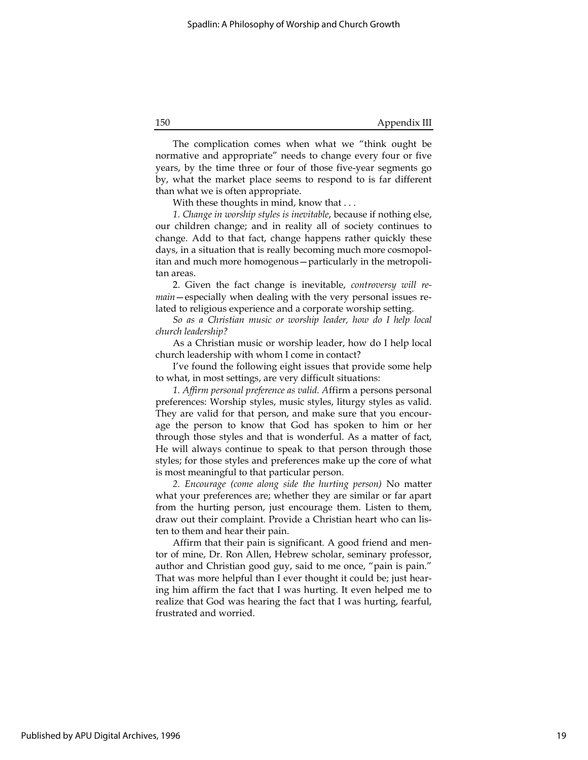The complication comes when what we "think ought be normative and appropriate" needs to change every four or five years, by the time three or four of those five-year segments go by, what the market place seems to respond to is far different than what we is often appropriate.

With these thoughts in mind, know that . . .

*1. Change in worship styles is inevitable*, because if nothing else, our children change; and in reality all of society continues to change. Add to that fact, change happens rather quickly these days, in a situation that is really becoming much more cosmopolitan and much more homogenous—particularly in the metropolitan areas.

2. Given the fact change is inevitable, *controversy will remain*—especially when dealing with the very personal issues related to religious experience and a corporate worship setting.

*So as a Christian music or worship leader, how do I help local church leadership?*

As a Christian music or worship leader, how do I help local church leadership with whom I come in contact?

I've found the following eight issues that provide some help to what, in most settings, are very difficult situations:

*1. Affirm personal preference as valid. A*ffirm a persons personal preferences: Worship styles, music styles, liturgy styles as valid. They are valid for that person, and make sure that you encourage the person to know that God has spoken to him or her through those styles and that is wonderful. As a matter of fact, He will always continue to speak to that person through those styles; for those styles and preferences make up the core of what is most meaningful to that particular person.

*2. Encourage (come along side the hurting person)* No matter what your preferences are; whether they are similar or far apart from the hurting person, just encourage them. Listen to them, draw out their complaint. Provide a Christian heart who can listen to them and hear their pain.

Affirm that their pain is significant. A good friend and mentor of mine, Dr. Ron Allen, Hebrew scholar, seminary professor, author and Christian good guy, said to me once, "pain is pain." That was more helpful than I ever thought it could be; just hearing him affirm the fact that I was hurting. It even helped me to realize that God was hearing the fact that I was hurting, fearful, frustrated and worried.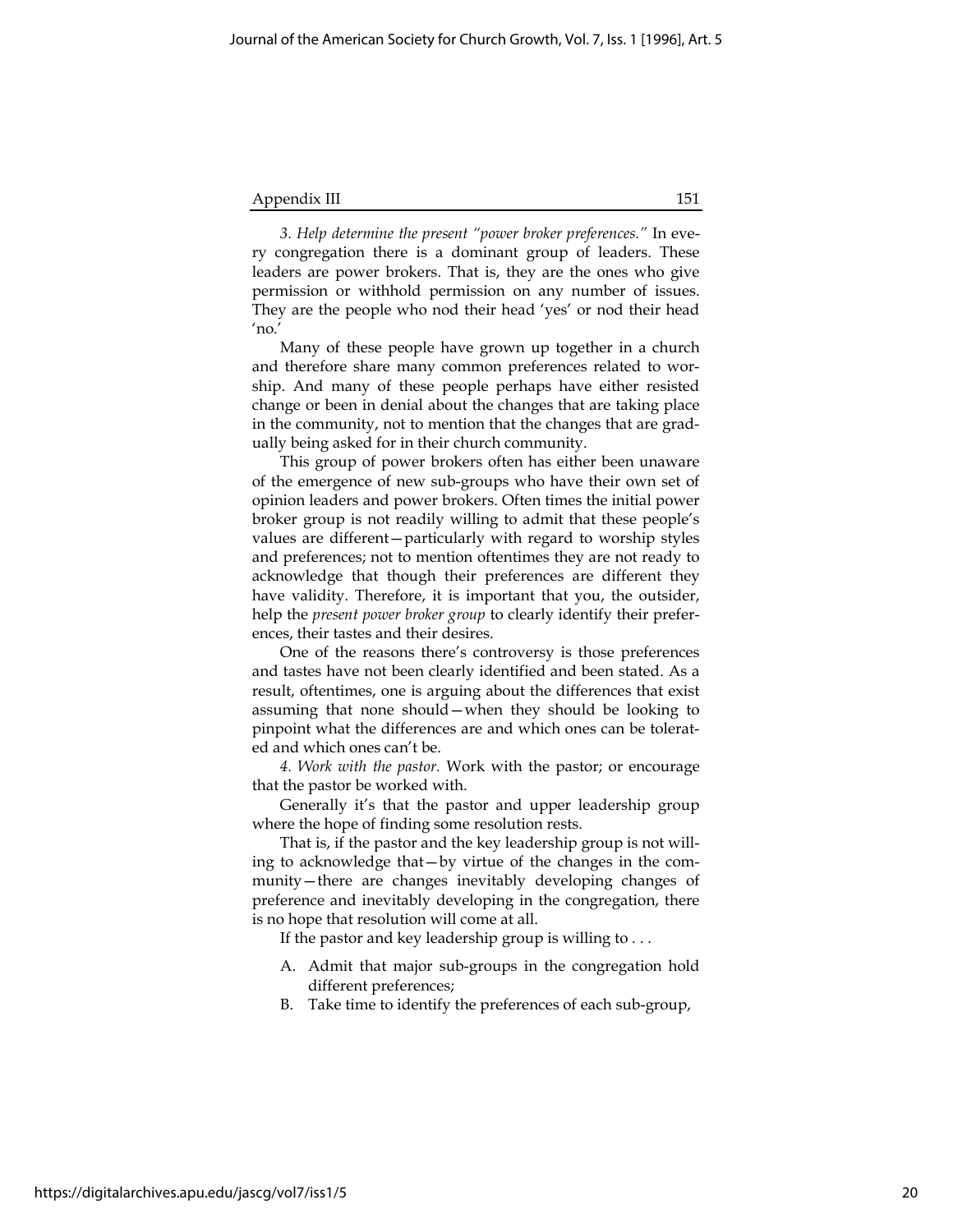*3. Help determine the present "power broker preferences."* In every congregation there is a dominant group of leaders. These leaders are power brokers. That is, they are the ones who give permission or withhold permission on any number of issues. They are the people who nod their head 'yes' or nod their head 'no.'

Many of these people have grown up together in a church and therefore share many common preferences related to worship. And many of these people perhaps have either resisted change or been in denial about the changes that are taking place in the community, not to mention that the changes that are gradually being asked for in their church community.

This group of power brokers often has either been unaware of the emergence of new sub-groups who have their own set of opinion leaders and power brokers. Often times the initial power broker group is not readily willing to admit that these people's values are different—particularly with regard to worship styles and preferences; not to mention oftentimes they are not ready to acknowledge that though their preferences are different they have validity. Therefore, it is important that you, the outsider, help the *present power broker group* to clearly identify their preferences, their tastes and their desires.

One of the reasons there's controversy is those preferences and tastes have not been clearly identified and been stated. As a result, oftentimes, one is arguing about the differences that exist assuming that none should—when they should be looking to pinpoint what the differences are and which ones can be tolerated and which ones can't be.

*4. Work with the pastor.* Work with the pastor; or encourage that the pastor be worked with.

Generally it's that the pastor and upper leadership group where the hope of finding some resolution rests.

That is, if the pastor and the key leadership group is not willing to acknowledge that—by virtue of the changes in the community—there are changes inevitably developing changes of preference and inevitably developing in the congregation, there is no hope that resolution will come at all.

If the pastor and key leadership group is willing to . . .

A. Admit that major sub-groups in the congregation hold different preferences;
B. Take time to identify the preferences of each sub-group,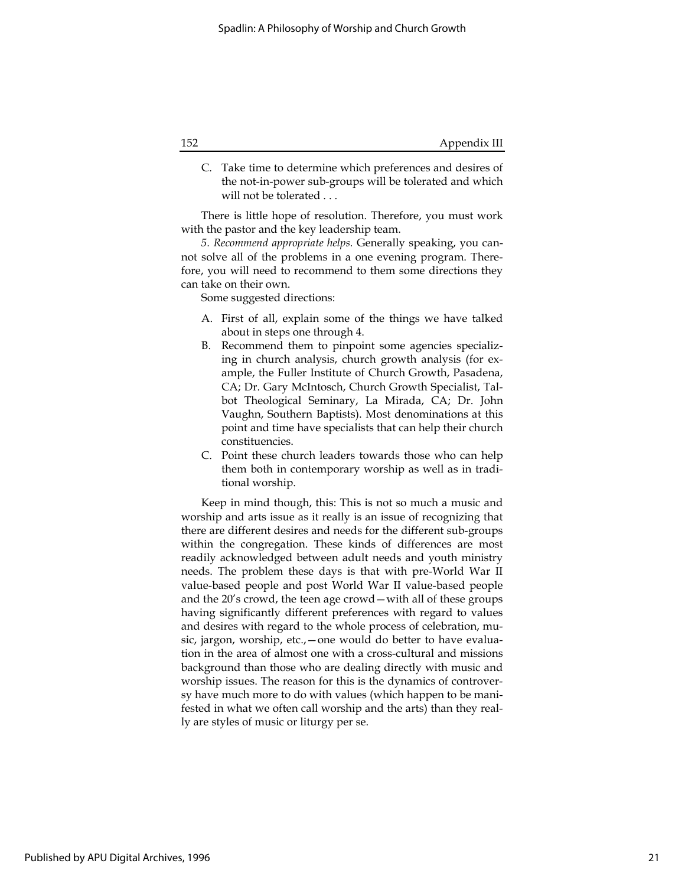C. Take time to determine which preferences and desires of the not-in-power sub-groups will be tolerated and which will not be tolerated . . .

There is little hope of resolution. Therefore, you must work with the pastor and the key leadership team.

*5. Recommend appropriate helps.* Generally speaking, you cannot solve all of the problems in a one evening program. Therefore, you will need to recommend to them some directions they can take on their own.

Some suggested directions:

A. First of all, explain some of the things we have talked about in steps one through 4.

B. Recommend them to pinpoint some agencies specializing in church analysis, church growth analysis (for example, the Fuller Institute of Church Growth, Pasadena, CA; Dr. Gary McIntosch, Church Growth Specialist, Talbot Theological Seminary, La Mirada, CA; Dr. John Vaughn, Southern Baptists). Most denominations at this point and time have specialists that can help their church constituencies.

C. Point these church leaders towards those who can help them both in contemporary worship as well as in traditional worship.

Keep in mind though, this: This is not so much a music and worship and arts issue as it really is an issue of recognizing that there are different desires and needs for the different sub-groups within the congregation. These kinds of differences are most readily acknowledged between adult needs and youth ministry needs. The problem these days is that with pre-World War II value-based people and post World War II value-based people and the 20's crowd, the teen age crowd—with all of these groups having significantly different preferences with regard to values and desires with regard to the whole process of celebration, music, jargon, worship, etc.,—one would do better to have evaluation in the area of almost one with a cross-cultural and missions background than those who are dealing directly with music and worship issues. The reason for this is the dynamics of controversy have much more to do with values (which happen to be manifested in what we often call worship and the arts) than they really are styles of music or liturgy per se.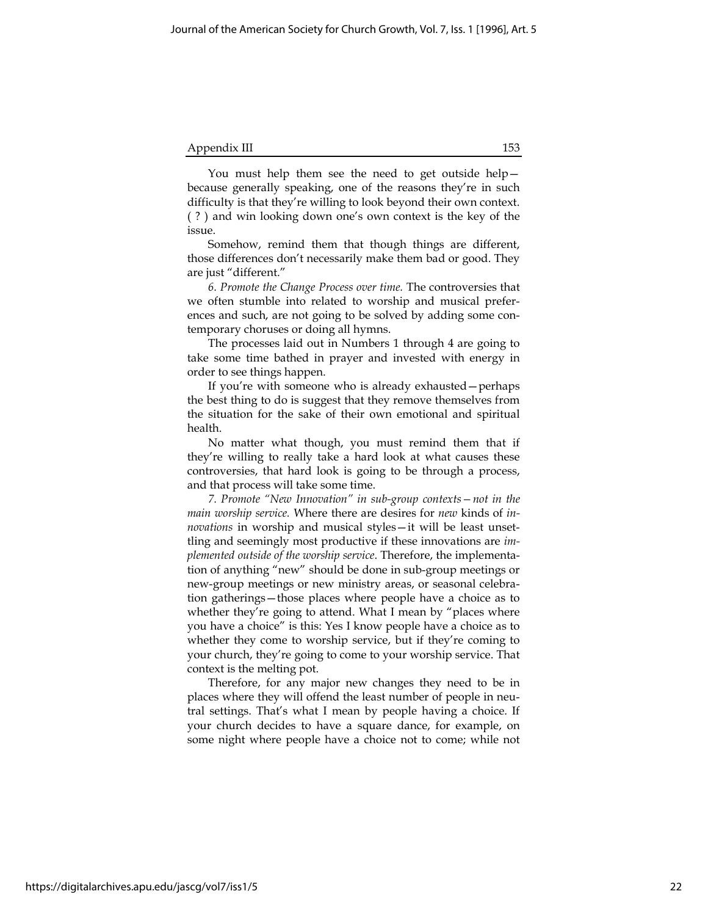You must help them see the need to get outside help—because generally speaking, one of the reasons they're in such difficulty is that they're willing to look beyond their own context. ( ? ) and win looking down one's own context is the key of the issue.

Somehow, remind them that though things are different, those differences don't necessarily make them bad or good. They are just "different."

*6. Promote the Change Process over time.* The controversies that we often stumble into related to worship and musical preferences and such, are not going to be solved by adding some contemporary choruses or doing all hymns.

The processes laid out in Numbers 1 through 4 are going to take some time bathed in prayer and invested with energy in order to see things happen.

If you're with someone who is already exhausted—perhaps the best thing to do is suggest that they remove themselves from the situation for the sake of their own emotional and spiritual health.

No matter what though, you must remind them that if they're willing to really take a hard look at what causes these controversies, that hard look is going to be through a process, and that process will take some time.

*7. Promote "New Innovation" in sub-group contexts—not in the main worship service.* Where there are desires for *new* kinds of *innovations* in worship and musical styles—it will be least unsettling and seemingly most productive if these innovations are *implemented outside of the worship service*. Therefore, the implementation of anything "new" should be done in sub-group meetings or new-group meetings or new ministry areas, or seasonal celebration gatherings—those places where people have a choice as to whether they're going to attend. What I mean by "places where you have a choice" is this: Yes I know people have a choice as to whether they come to worship service, but if they're coming to your church, they're going to come to your worship service. That context is the melting pot.

Therefore, for any major new changes they need to be in places where they will offend the least number of people in neutral settings. That's what I mean by people having a choice. If your church decides to have a square dance, for example, on some night where people have a choice not to come; while not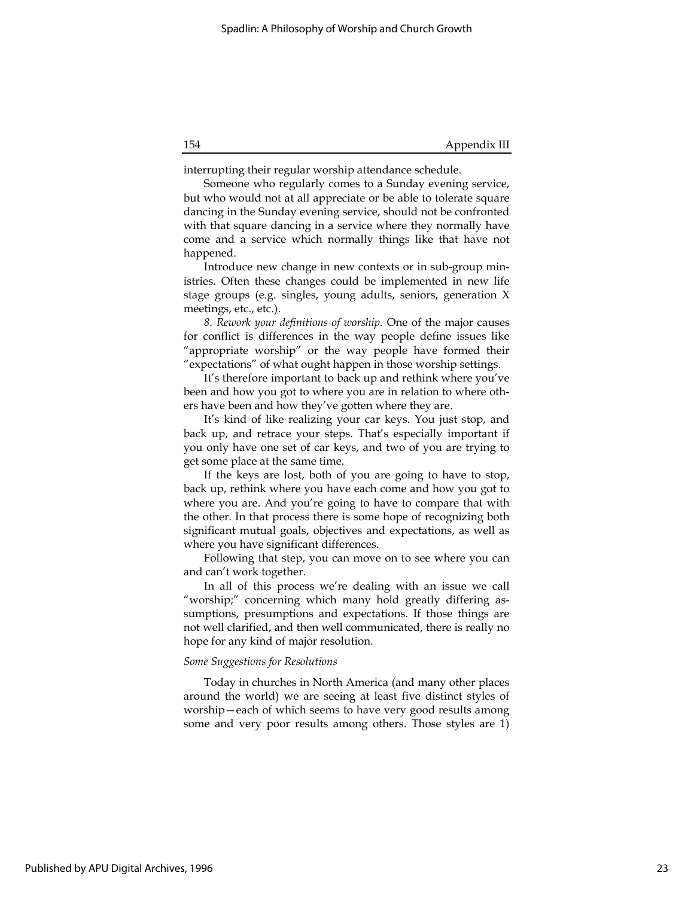interrupting their regular worship attendance schedule.

Someone who regularly comes to a Sunday evening service, but who would not at all appreciate or be able to tolerate square dancing in the Sunday evening service, should not be confronted with that square dancing in a service where they normally have come and a service which normally things like that have not happened.

Introduce new change in new contexts or in sub-group ministries. Often these changes could be implemented in new life stage groups (e.g. singles, young adults, seniors, generation X meetings, etc., etc.).

*8. Rework your definitions of worship.* One of the major causes for conflict is differences in the way people define issues like "appropriate worship" or the way people have formed their "expectations" of what ought happen in those worship settings.

It's therefore important to back up and rethink where you've been and how you got to where you are in relation to where others have been and how they've gotten where they are.

It's kind of like realizing your car keys. You just stop, and back up, and retrace your steps. That's especially important if you only have one set of car keys, and two of you are trying to get some place at the same time.

If the keys are lost, both of you are going to have to stop, back up, rethink where you have each come and how you got to where you are. And you're going to have to compare that with the other. In that process there is some hope of recognizing both significant mutual goals, objectives and expectations, as well as where you have significant differences.

Following that step, you can move on to see where you can and can't work together.

In all of this process we're dealing with an issue we call "worship;" concerning which many hold greatly differing assumptions, presumptions and expectations. If those things are not well clarified, and then well communicated, there is really no hope for any kind of major resolution.

*Some Suggestions for Resolutions*

Today in churches in North America (and many other places around the world) we are seeing at least five distinct styles of worship—each of which seems to have very good results among some and very poor results among others. Those styles are 1)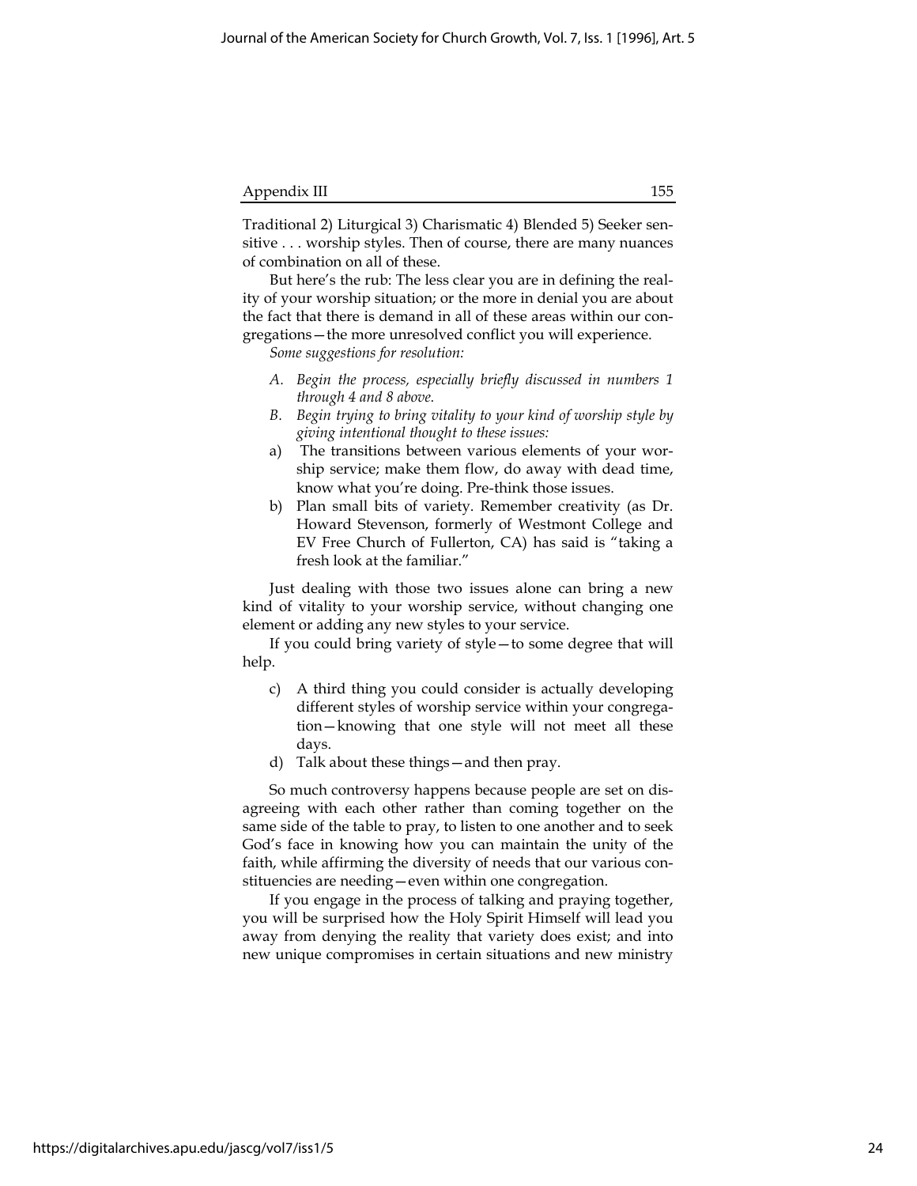Traditional 2) Liturgical 3) Charismatic 4) Blended 5) Seeker sensitive . . . worship styles. Then of course, there are many nuances of combination on all of these.

But here's the rub: The less clear you are in defining the reality of your worship situation; or the more in denial you are about the fact that there is demand in all of these areas within our congregations—the more unresolved conflict you will experience.

*Some suggestions for resolution:*

A. *Begin the process, especially briefly discussed in numbers 1 through 4 and 8 above.*
B. *Begin trying to bring vitality to your kind of worship style by giving intentional thought to these issues:*

a) The transitions between various elements of your worship service; make them flow, do away with dead time, know what you're doing. Pre-think those issues.
b) Plan small bits of variety. Remember creativity (as Dr. Howard Stevenson, formerly of Westmont College and EV Free Church of Fullerton, CA) has said is "taking a fresh look at the familiar."

Just dealing with those two issues alone can bring a new kind of vitality to your worship service, without changing one element or adding any new styles to your service.

If you could bring variety of style—to some degree that will help.

c) A third thing you could consider is actually developing different styles of worship service within your congregation—knowing that one style will not meet all these days.
d) Talk about these things—and then pray.

So much controversy happens because people are set on disagreeing with each other rather than coming together on the same side of the table to pray, to listen to one another and to seek God's face in knowing how you can maintain the unity of the faith, while affirming the diversity of needs that our various constituencies are needing—even within one congregation.

If you engage in the process of talking and praying together, you will be surprised how the Holy Spirit Himself will lead you away from denying the reality that variety does exist; and into new unique compromises in certain situations and new ministry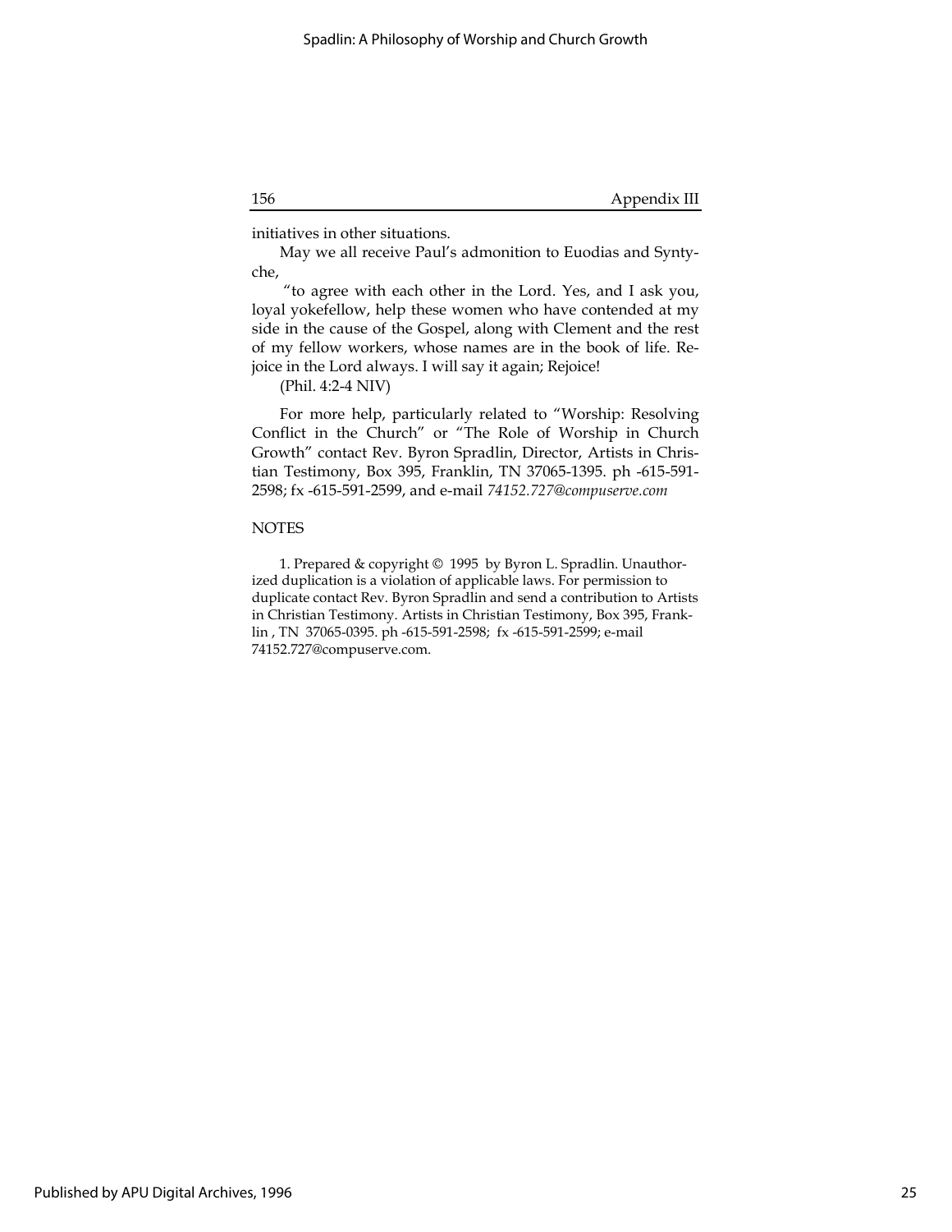initiatives in other situations.

May we all receive Paul's admonition to Euodias and Syntyche,

"to agree with each other in the Lord. Yes, and I ask you, loyal yokefellow, help these women who have contended at my side in the cause of the Gospel, along with Clement and the rest of my fellow workers, whose names are in the book of life. Rejoice in the Lord always. I will say it again; Rejoice!

(Phil. 4:2-4 NIV)

For more help, particularly related to "Worship: Resolving Conflict in the Church" or "The Role of Worship in Church Growth" contact Rev. Byron Spradlin, Director, Artists in Christian Testimony, Box 395, Franklin, TN 37065-1395. ph -615-591-2598; fx -615-591-2599, and e-mail *74152.727@compuserve.com*

NOTES

1. Prepared & copyright © 1995 by Byron L. Spradlin. Unauthorized duplication is a violation of applicable laws. For permission to duplicate contact Rev. Byron Spradlin and send a contribution to Artists in Christian Testimony. Artists in Christian Testimony, Box 395, Franklin , TN 37065-0395. ph -615-591-2598; fx -615-591-2599; e-mail 74152.727@compuserve.com.